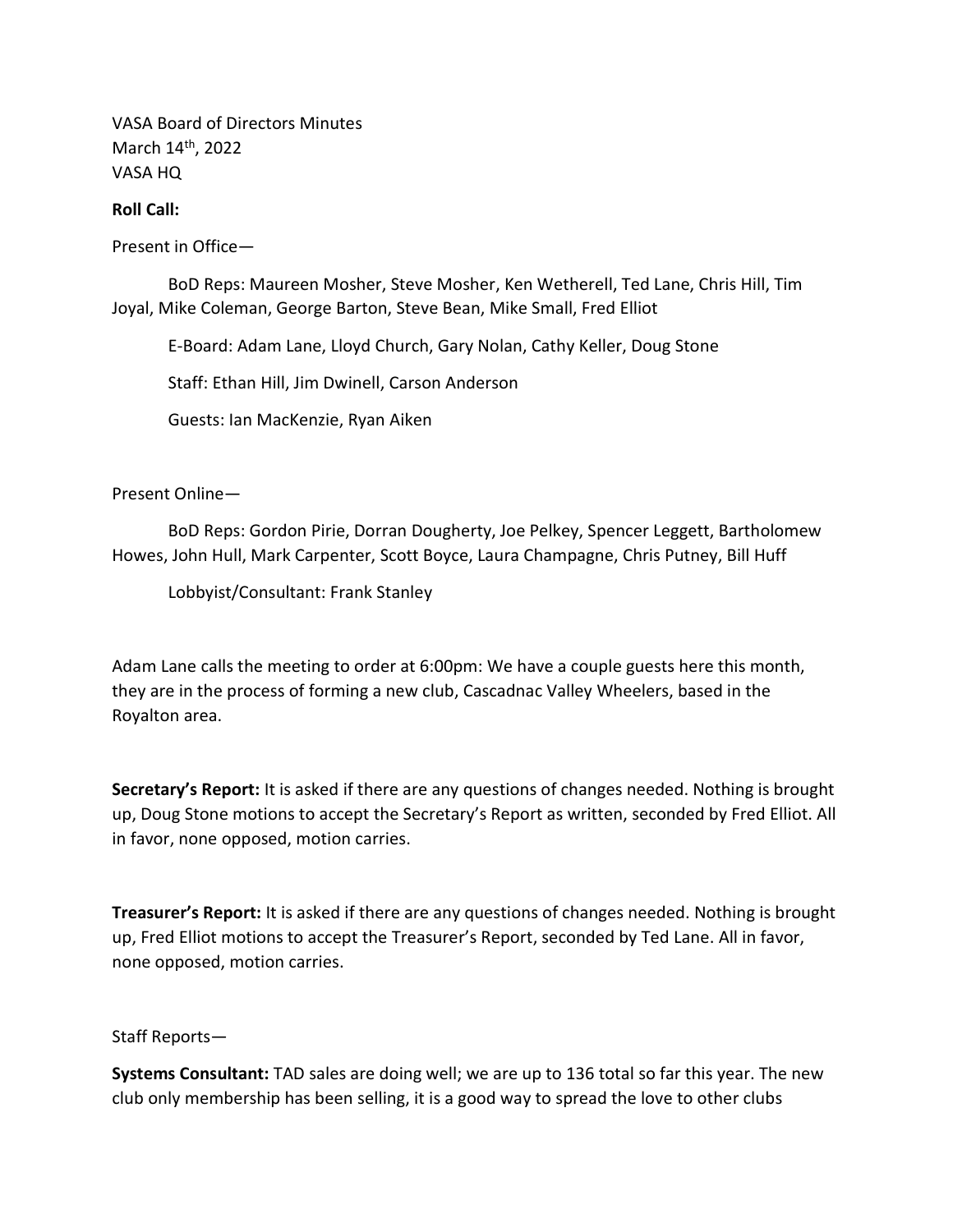VASA Board of Directors Minutes
March 14th, 2022
VASA HQ

**Roll Call:**

Present in Office—

BoD Reps: Maureen Mosher, Steve Mosher, Ken Wetherell, Ted Lane, Chris Hill, Tim Joyal, Mike Coleman, George Barton, Steve Bean, Mike Small, Fred Elliot

E-Board: Adam Lane, Lloyd Church, Gary Nolan, Cathy Keller, Doug Stone

Staff: Ethan Hill, Jim Dwinell, Carson Anderson

Guests: Ian MacKenzie, Ryan Aiken

Present Online—

BoD Reps: Gordon Pirie, Dorran Dougherty, Joe Pelkey, Spencer Leggett, Bartholomew Howes, John Hull, Mark Carpenter, Scott Boyce, Laura Champagne, Chris Putney, Bill Huff

Lobbyist/Consultant: Frank Stanley

Adam Lane calls the meeting to order at 6:00pm: We have a couple guests here this month, they are in the process of forming a new club, Cascadnac Valley Wheelers, based in the Royalton area.

**Secretary's Report:** It is asked if there are any questions of changes needed. Nothing is brought up, Doug Stone motions to accept the Secretary's Report as written, seconded by Fred Elliot. All in favor, none opposed, motion carries.

**Treasurer's Report:** It is asked if there are any questions of changes needed. Nothing is brought up, Fred Elliot motions to accept the Treasurer's Report, seconded by Ted Lane. All in favor, none opposed, motion carries.

Staff Reports—

**Systems Consultant:** TAD sales are doing well; we are up to 136 total so far this year. The new club only membership has been selling, it is a good way to spread the love to other clubs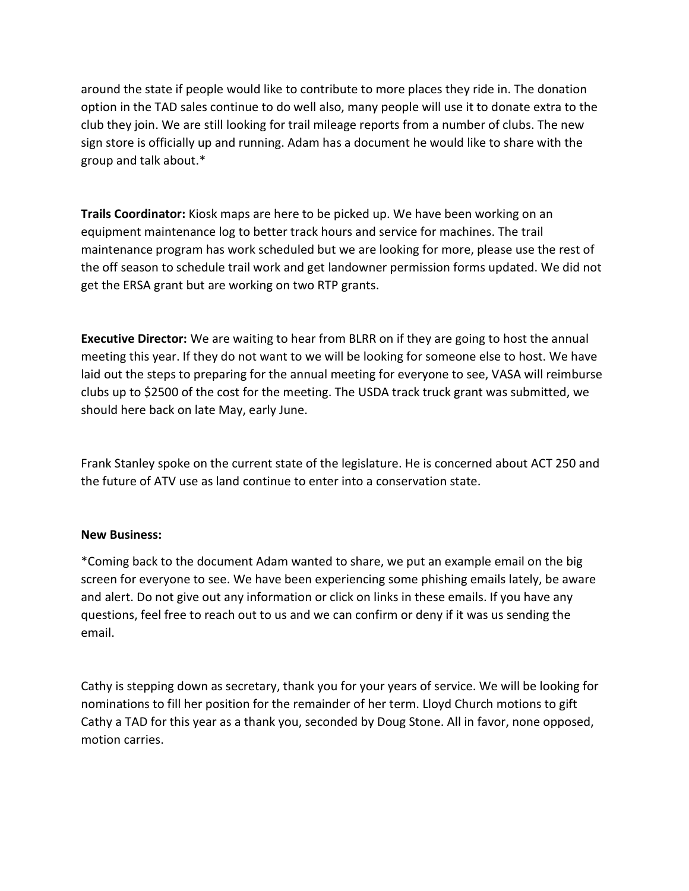around the state if people would like to contribute to more places they ride in. The donation option in the TAD sales continue to do well also, many people will use it to donate extra to the club they join. We are still looking for trail mileage reports from a number of clubs. The new sign store is officially up and running. Adam has a document he would like to share with the group and talk about.*

**Trails Coordinator:** Kiosk maps are here to be picked up. We have been working on an equipment maintenance log to better track hours and service for machines. The trail maintenance program has work scheduled but we are looking for more, please use the rest of the off season to schedule trail work and get landowner permission forms updated. We did not get the ERSA grant but are working on two RTP grants.

**Executive Director:** We are waiting to hear from BLRR on if they are going to host the annual meeting this year. If they do not want to we will be looking for someone else to host. We have laid out the steps to preparing for the annual meeting for everyone to see, VASA will reimburse clubs up to $2500 of the cost for the meeting. The USDA track truck grant was submitted, we should here back on late May, early June.

Frank Stanley spoke on the current state of the legislature. He is concerned about ACT 250 and the future of ATV use as land continue to enter into a conservation state.

**New Business:**

*Coming back to the document Adam wanted to share, we put an example email on the big screen for everyone to see. We have been experiencing some phishing emails lately, be aware and alert. Do not give out any information or click on links in these emails. If you have any questions, feel free to reach out to us and we can confirm or deny if it was us sending the email.

Cathy is stepping down as secretary, thank you for your years of service. We will be looking for nominations to fill her position for the remainder of her term. Lloyd Church motions to gift Cathy a TAD for this year as a thank you, seconded by Doug Stone. All in favor, none opposed, motion carries.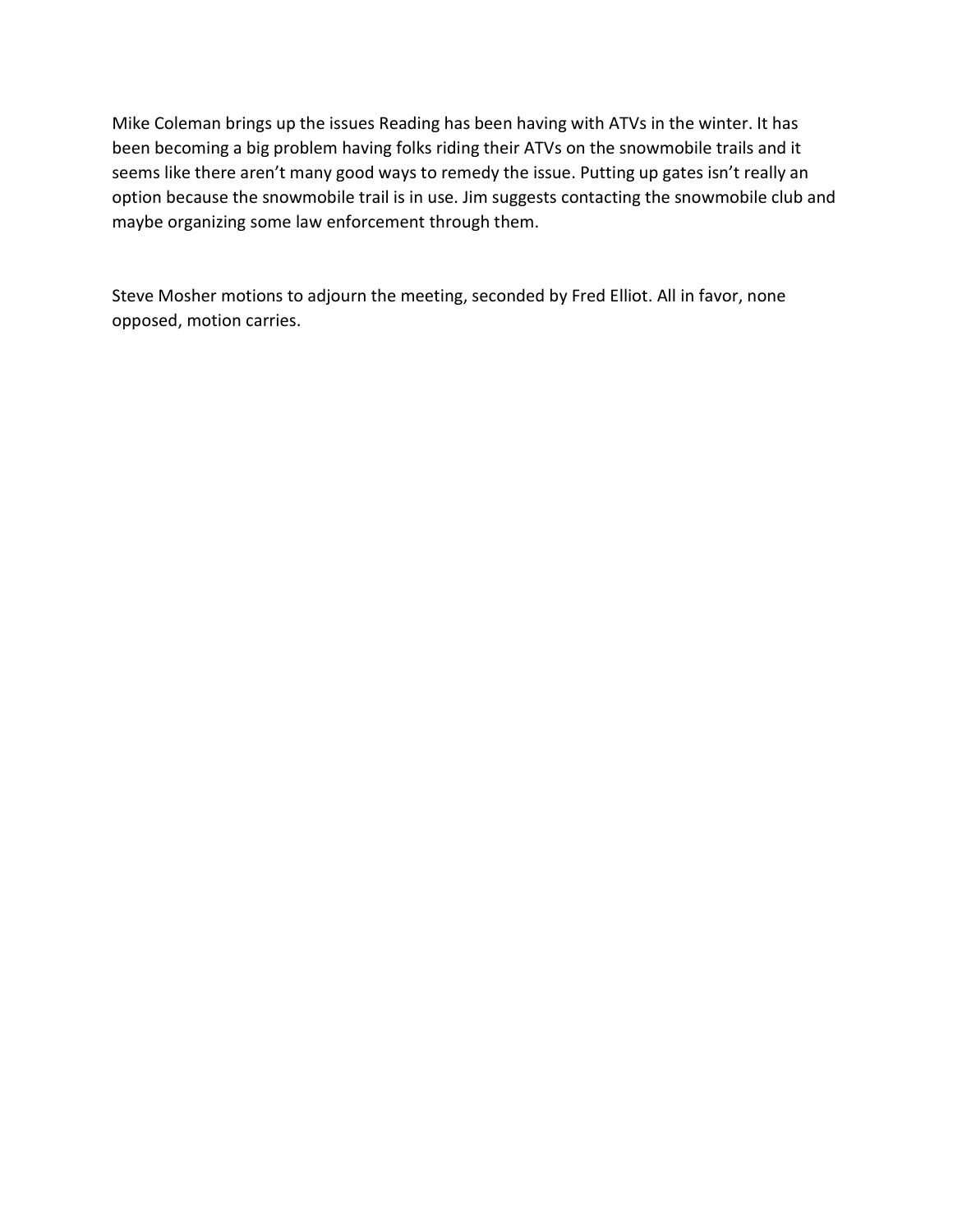Mike Coleman brings up the issues Reading has been having with ATVs in the winter. It has been becoming a big problem having folks riding their ATVs on the snowmobile trails and it seems like there aren't many good ways to remedy the issue. Putting up gates isn't really an option because the snowmobile trail is in use. Jim suggests contacting the snowmobile club and maybe organizing some law enforcement through them.

Steve Mosher motions to adjourn the meeting, seconded by Fred Elliot. All in favor, none opposed, motion carries.